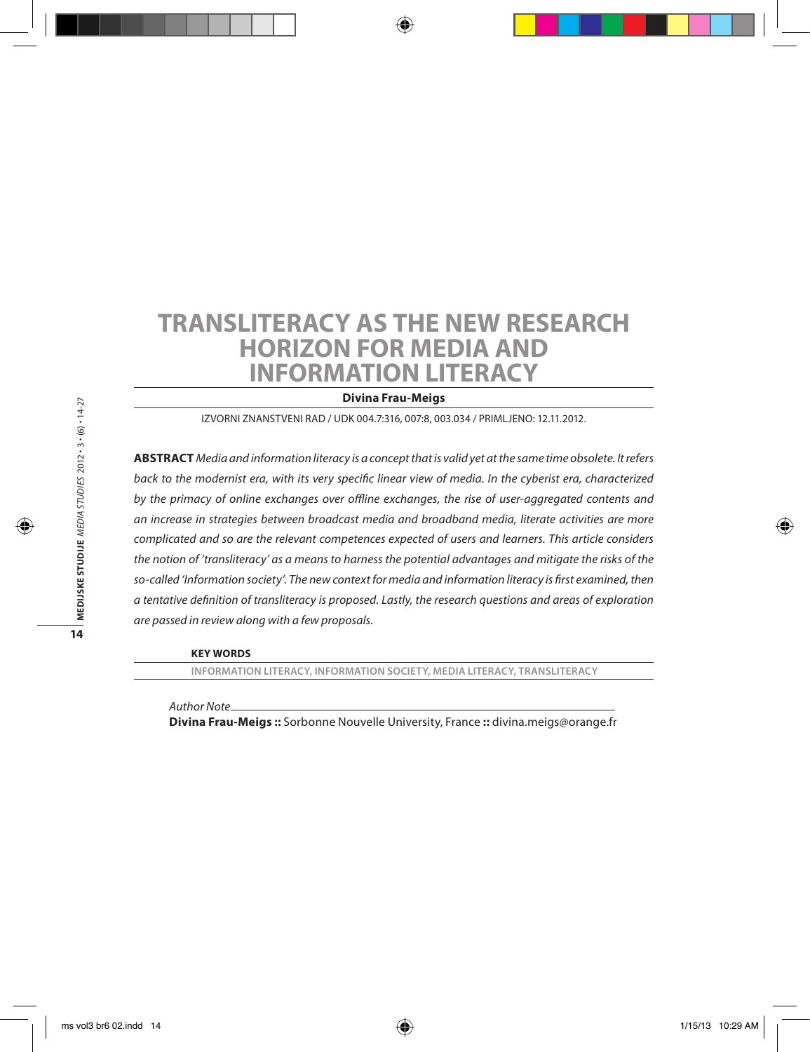# TRANSLITERACY AS THE NEW RESEARCH HORIZON FOR MEDIA AND INFORMATION LITERACY

**Divina Frau-Meigs**

IZVORNI ZNANSTVENI RAD / UDK 004.7:316, 007:8, 003.034 / PRIMLJENO: 12.11.2012.

**ABSTRACT** *Media and information literacy is a concept that is valid yet at the same time obsolete. It refers back to the modernist era, with its very specific linear view of media. In the cyberist era, characterized by the primacy of online exchanges over offline exchanges, the rise of user-aggregated contents and an increase in strategies between broadcast media and broadband media, literate activities are more complicated and so are the relevant competences expected of users and learners. This article considers the notion of 'transliteracy' as a means to harness the potential advantages and mitigate the risks of the so-called 'Information society'. The new context for media and information literacy is first examined, then a tentative definition of transliteracy is proposed. Lastly, the research questions and areas of exploration are passed in review along with a few proposals.*

**KEY WORDS**

INFORMATION LITERACY, INFORMATION SOCIETY, MEDIA LITERACY, TRANSLITERACY

*Author Note*

**Divina Frau-Meigs ::** Sorbonne Nouvelle University, France **::** divina.meigs@orange.fr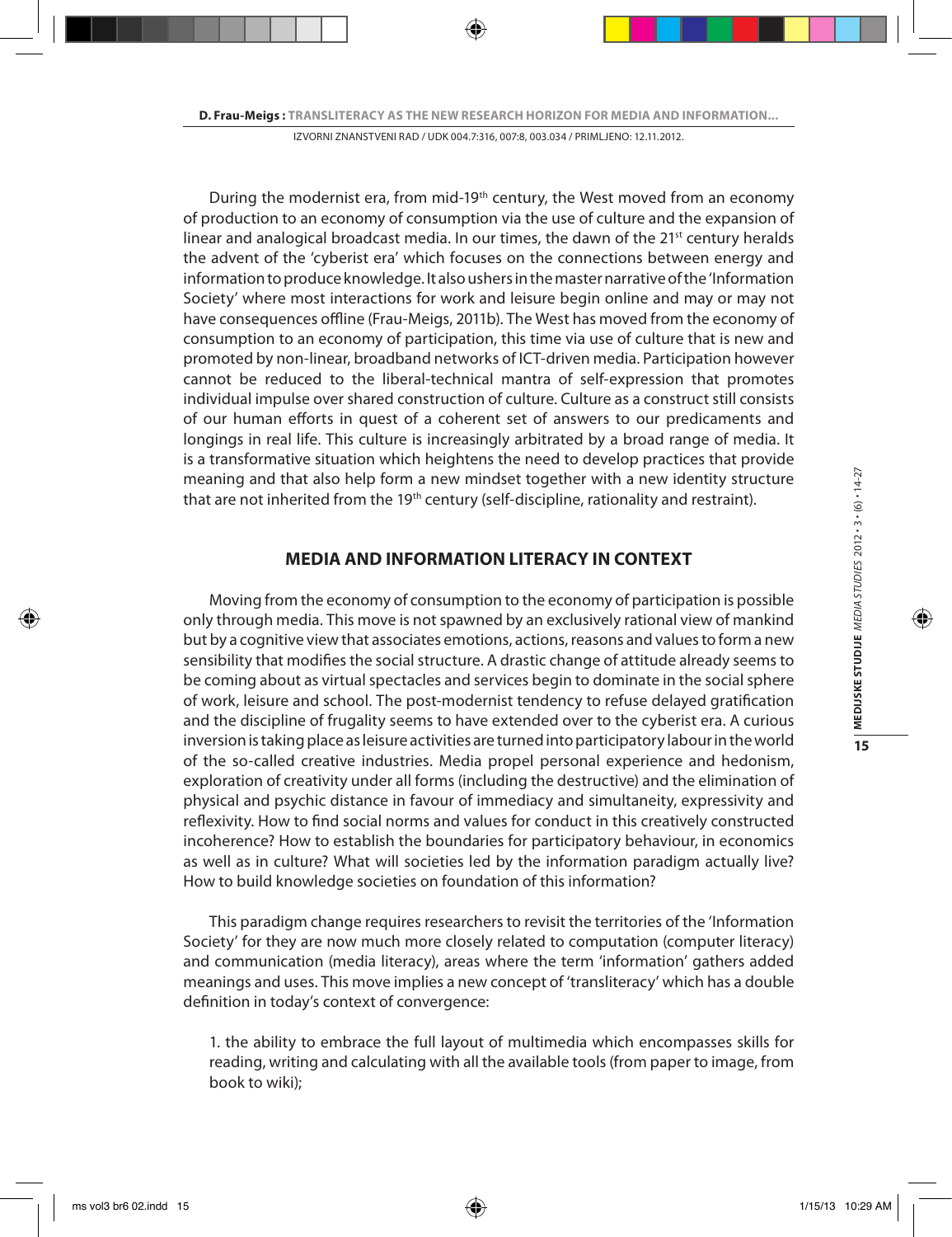During the modernist era, from mid-19th century, the West moved from an economy of production to an economy of consumption via the use of culture and the expansion of linear and analogical broadcast media. In our times, the dawn of the 21st century heralds the advent of the 'cyberist era' which focuses on the connections between energy and information to produce knowledge. It also ushers in the master narrative of the 'Information Society' where most interactions for work and leisure begin online and may or may not have consequences offline (Frau-Meigs, 2011b). The West has moved from the economy of consumption to an economy of participation, this time via use of culture that is new and promoted by non-linear, broadband networks of ICT-driven media. Participation however cannot be reduced to the liberal-technical mantra of self-expression that promotes individual impulse over shared construction of culture. Culture as a construct still consists of our human efforts in quest of a coherent set of answers to our predicaments and longings in real life. This culture is increasingly arbitrated by a broad range of media. It is a transformative situation which heightens the need to develop practices that provide meaning and that also help form a new mindset together with a new identity structure that are not inherited from the 19th century (self-discipline, rationality and restraint).

## MEDIA AND INFORMATION LITERACY IN CONTEXT

Moving from the economy of consumption to the economy of participation is possible only through media. This move is not spawned by an exclusively rational view of mankind but by a cognitive view that associates emotions, actions, reasons and values to form a new sensibility that modifies the social structure. A drastic change of attitude already seems to be coming about as virtual spectacles and services begin to dominate in the social sphere of work, leisure and school. The post-modernist tendency to refuse delayed gratification and the discipline of frugality seems to have extended over to the cyberist era. A curious inversion is taking place as leisure activities are turned into participatory labour in the world of the so-called creative industries. Media propel personal experience and hedonism, exploration of creativity under all forms (including the destructive) and the elimination of physical and psychic distance in favour of immediacy and simultaneity, expressivity and reflexivity. How to find social norms and values for conduct in this creatively constructed incoherence? How to establish the boundaries for participatory behaviour, in economics as well as in culture? What will societies led by the information paradigm actually live? How to build knowledge societies on foundation of this information?

This paradigm change requires researchers to revisit the territories of the 'Information Society' for they are now much more closely related to computation (computer literacy) and communication (media literacy), areas where the term 'information' gathers added meanings and uses. This move implies a new concept of 'transliteracy' which has a double definition in today's context of convergence:

1. the ability to embrace the full layout of multimedia which encompasses skills for reading, writing and calculating with all the available tools (from paper to image, from book to wiki);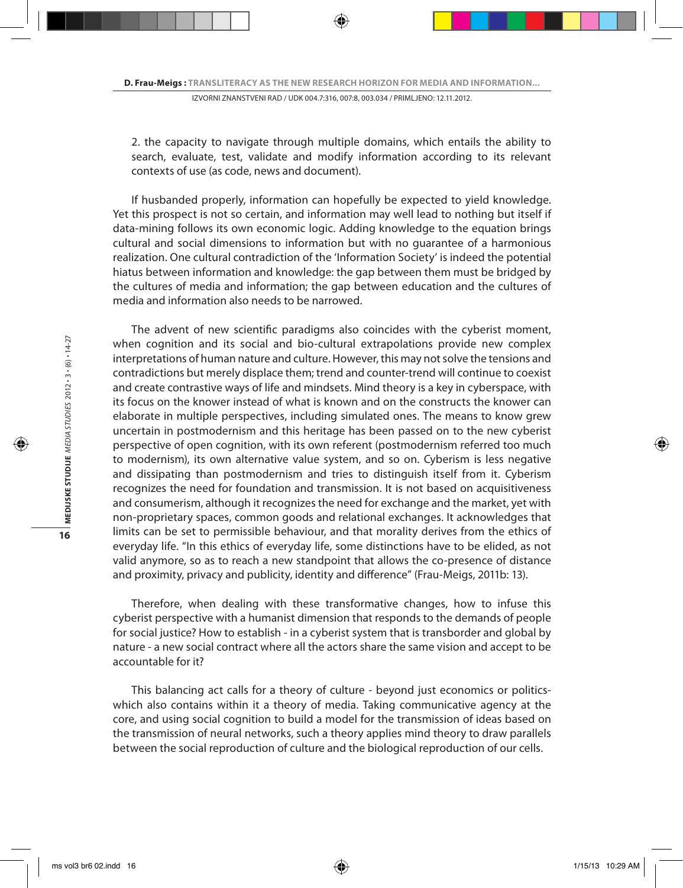2. the capacity to navigate through multiple domains, which entails the ability to search, evaluate, test, validate and modify information according to its relevant contexts of use (as code, news and document).

If husbanded properly, information can hopefully be expected to yield knowledge. Yet this prospect is not so certain, and information may well lead to nothing but itself if data-mining follows its own economic logic. Adding knowledge to the equation brings cultural and social dimensions to information but with no guarantee of a harmonious realization. One cultural contradiction of the 'Information Society' is indeed the potential hiatus between information and knowledge: the gap between them must be bridged by the cultures of media and information; the gap between education and the cultures of media and information also needs to be narrowed.

The advent of new scientific paradigms also coincides with the cyberist moment, when cognition and its social and bio-cultural extrapolations provide new complex interpretations of human nature and culture. However, this may not solve the tensions and contradictions but merely displace them; trend and counter-trend will continue to coexist and create contrastive ways of life and mindsets. Mind theory is a key in cyberspace, with its focus on the knower instead of what is known and on the constructs the knower can elaborate in multiple perspectives, including simulated ones. The means to know grew uncertain in postmodernism and this heritage has been passed on to the new cyberist perspective of open cognition, with its own referent (postmodernism referred too much to modernism), its own alternative value system, and so on. Cyberism is less negative and dissipating than postmodernism and tries to distinguish itself from it. Cyberism recognizes the need for foundation and transmission. It is not based on acquisitiveness and consumerism, although it recognizes the need for exchange and the market, yet with non-proprietary spaces, common goods and relational exchanges. It acknowledges that limits can be set to permissible behaviour, and that morality derives from the ethics of everyday life. "In this ethics of everyday life, some distinctions have to be elided, as not valid anymore, so as to reach a new standpoint that allows the co-presence of distance and proximity, privacy and publicity, identity and difference" (Frau-Meigs, 2011b: 13).

Therefore, when dealing with these transformative changes, how to infuse this cyberist perspective with a humanist dimension that responds to the demands of people for social justice? How to establish - in a cyberist system that is transborder and global by nature - a new social contract where all the actors share the same vision and accept to be accountable for it?

This balancing act calls for a theory of culture - beyond just economics or politics- which also contains within it a theory of media. Taking communicative agency at the core, and using social cognition to build a model for the transmission of ideas based on the transmission of neural networks, such a theory applies mind theory to draw parallels between the social reproduction of culture and the biological reproduction of our cells.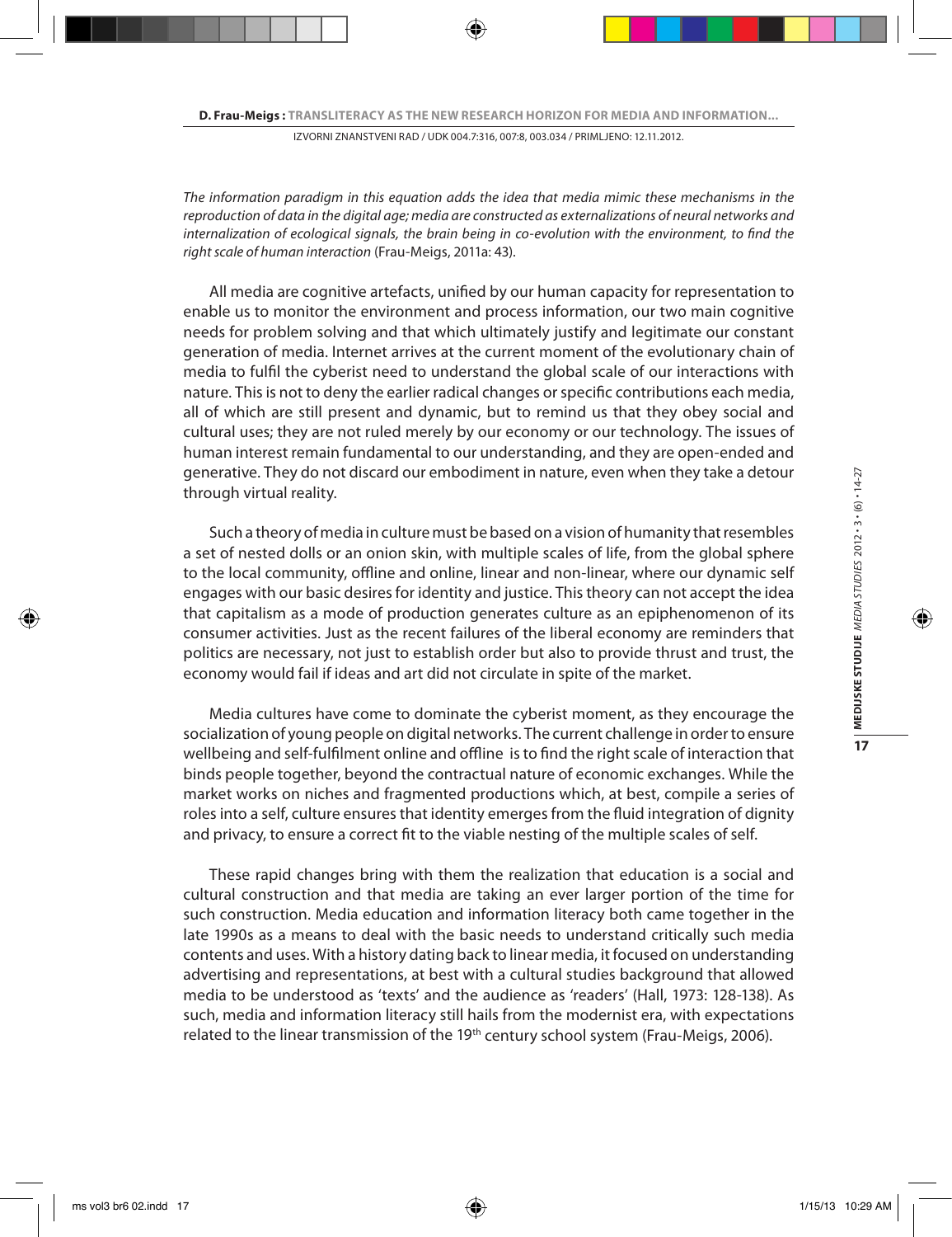*The information paradigm in this equation adds the idea that media mimic these mechanisms in the reproduction of data in the digital age; media are constructed as externalizations of neural networks and internalization of ecological signals, the brain being in co-evolution with the environment, to find the right scale of human interaction* (Frau-Meigs, 2011a: 43).

All media are cognitive artefacts, unified by our human capacity for representation to enable us to monitor the environment and process information, our two main cognitive needs for problem solving and that which ultimately justify and legitimate our constant generation of media. Internet arrives at the current moment of the evolutionary chain of media to fulfil the cyberist need to understand the global scale of our interactions with nature. This is not to deny the earlier radical changes or specific contributions each media, all of which are still present and dynamic, but to remind us that they obey social and cultural uses; they are not ruled merely by our economy or our technology. The issues of human interest remain fundamental to our understanding, and they are open-ended and generative. They do not discard our embodiment in nature, even when they take a detour through virtual reality.

Such a theory of media in culture must be based on a vision of humanity that resembles a set of nested dolls or an onion skin, with multiple scales of life, from the global sphere to the local community, offline and online, linear and non-linear, where our dynamic self engages with our basic desires for identity and justice. This theory can not accept the idea that capitalism as a mode of production generates culture as an epiphenomenon of its consumer activities. Just as the recent failures of the liberal economy are reminders that politics are necessary, not just to establish order but also to provide thrust and trust, the economy would fail if ideas and art did not circulate in spite of the market.

Media cultures have come to dominate the cyberist moment, as they encourage the socialization of young people on digital networks. The current challenge in order to ensure wellbeing and self-fulfilment online and offline is to find the right scale of interaction that binds people together, beyond the contractual nature of economic exchanges. While the market works on niches and fragmented productions which, at best, compile a series of roles into a self, culture ensures that identity emerges from the fluid integration of dignity and privacy, to ensure a correct fit to the viable nesting of the multiple scales of self.

These rapid changes bring with them the realization that education is a social and cultural construction and that media are taking an ever larger portion of the time for such construction. Media education and information literacy both came together in the late 1990s as a means to deal with the basic needs to understand critically such media contents and uses. With a history dating back to linear media, it focused on understanding advertising and representations, at best with a cultural studies background that allowed media to be understood as 'texts' and the audience as 'readers' (Hall, 1973: 128-138). As such, media and information literacy still hails from the modernist era, with expectations related to the linear transmission of the 19th century school system (Frau-Meigs, 2006).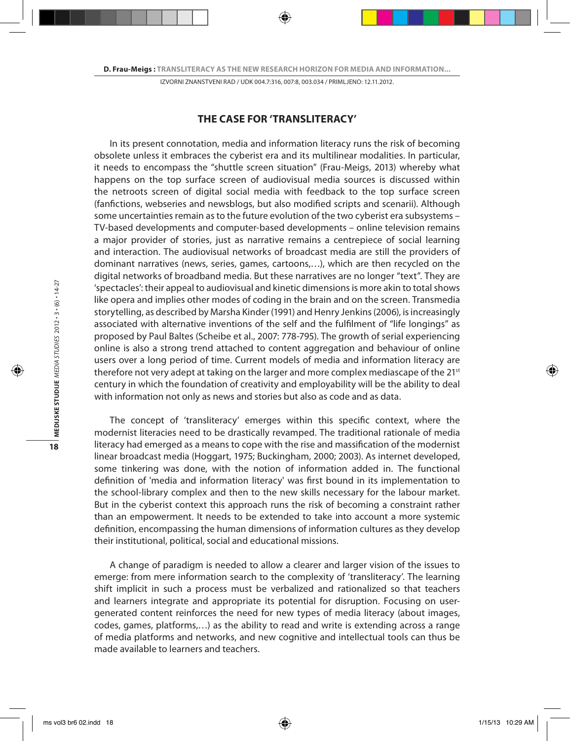## THE CASE FOR 'TRANSLITERACY'

In its present connotation, media and information literacy runs the risk of becoming obsolete unless it embraces the cyberist era and its multilinear modalities. In particular, it needs to encompass the "shuttle screen situation" (Frau-Meigs, 2013) whereby what happens on the top surface screen of audiovisual media sources is discussed within the netroots screen of digital social media with feedback to the top surface screen (fanfictions, webseries and newsblogs, but also modified scripts and scenarii). Although some uncertainties remain as to the future evolution of the two cyberist era subsystems – TV-based developments and computer-based developments – online television remains a major provider of stories, just as narrative remains a centrepiece of social learning and interaction. The audiovisual networks of broadcast media are still the providers of dominant narratives (news, series, games, cartoons,…), which are then recycled on the digital networks of broadband media. But these narratives are no longer "text". They are 'spectacles': their appeal to audiovisual and kinetic dimensions is more akin to total shows like opera and implies other modes of coding in the brain and on the screen. Transmedia storytelling, as described by Marsha Kinder (1991) and Henry Jenkins (2006), is increasingly associated with alternative inventions of the self and the fulfilment of "life longings" as proposed by Paul Baltes (Scheibe et al., 2007: 778-795). The growth of serial experiencing online is also a strong trend attached to content aggregation and behaviour of online users over a long period of time. Current models of media and information literacy are therefore not very adept at taking on the larger and more complex mediascape of the 21st century in which the foundation of creativity and employability will be the ability to deal with information not only as news and stories but also as code and as data.

The concept of 'transliteracy' emerges within this specific context, where the modernist literacies need to be drastically revamped. The traditional rationale of media literacy had emerged as a means to cope with the rise and massification of the modernist linear broadcast media (Hoggart, 1975; Buckingham, 2000; 2003). As internet developed, some tinkering was done, with the notion of information added in. The functional definition of 'media and information literacy' was first bound in its implementation to the school-library complex and then to the new skills necessary for the labour market. But in the cyberist context this approach runs the risk of becoming a constraint rather than an empowerment. It needs to be extended to take into account a more systemic definition, encompassing the human dimensions of information cultures as they develop their institutional, political, social and educational missions.

A change of paradigm is needed to allow a clearer and larger vision of the issues to emerge: from mere information search to the complexity of 'transliteracy'. The learning shift implicit in such a process must be verbalized and rationalized so that teachers and learners integrate and appropriate its potential for disruption. Focusing on user-generated content reinforces the need for new types of media literacy (about images, codes, games, platforms,…) as the ability to read and write is extending across a range of media platforms and networks, and new cognitive and intellectual tools can thus be made available to learners and teachers.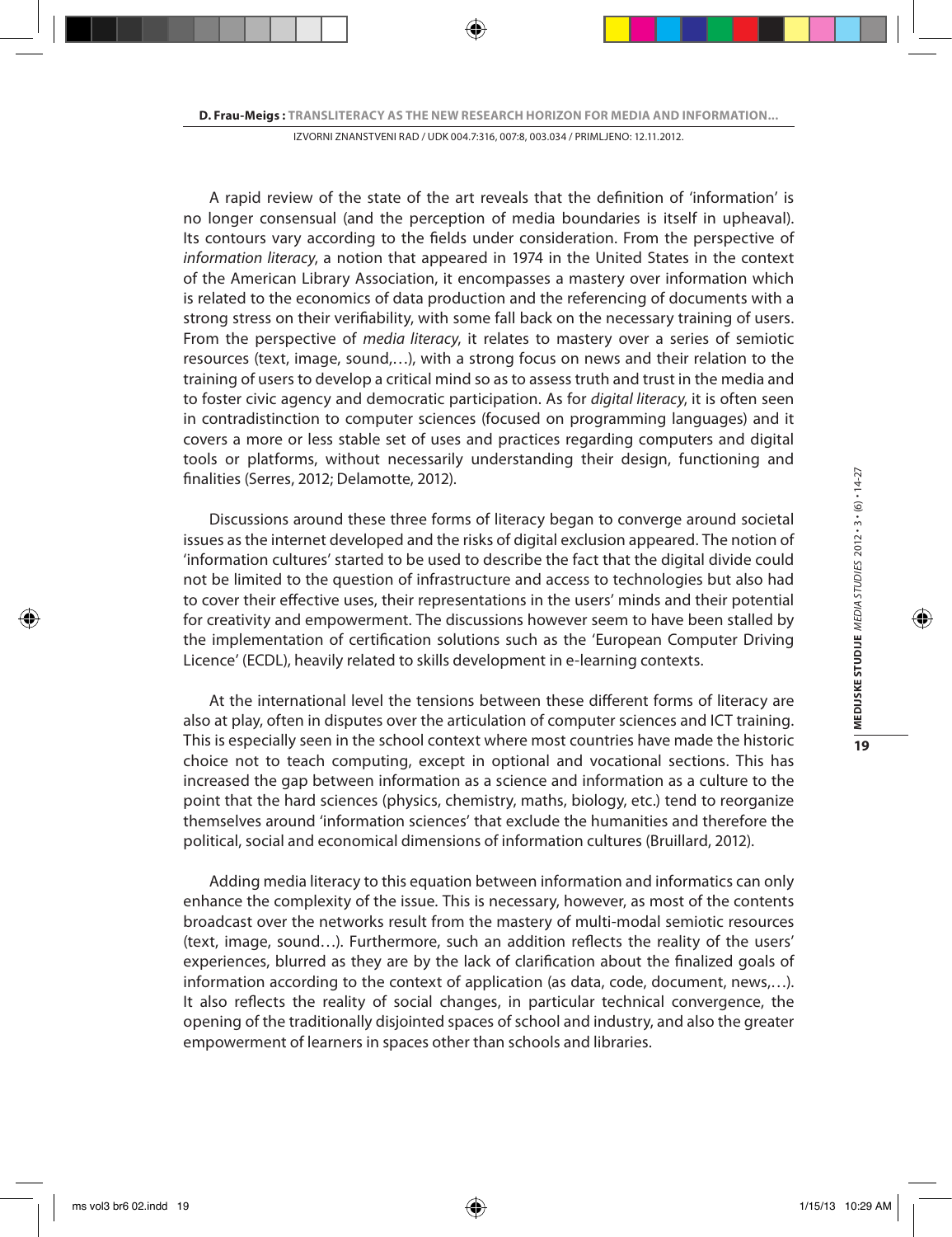A rapid review of the state of the art reveals that the definition of 'information' is no longer consensual (and the perception of media boundaries is itself in upheaval). Its contours vary according to the fields under consideration. From the perspective of *information literacy*, a notion that appeared in 1974 in the United States in the context of the American Library Association, it encompasses a mastery over information which is related to the economics of data production and the referencing of documents with a strong stress on their verifiability, with some fall back on the necessary training of users. From the perspective of *media literacy*, it relates to mastery over a series of semiotic resources (text, image, sound,…), with a strong focus on news and their relation to the training of users to develop a critical mind so as to assess truth and trust in the media and to foster civic agency and democratic participation. As for *digital literacy*, it is often seen in contradistinction to computer sciences (focused on programming languages) and it covers a more or less stable set of uses and practices regarding computers and digital tools or platforms, without necessarily understanding their design, functioning and finalities (Serres, 2012; Delamotte, 2012).

Discussions around these three forms of literacy began to converge around societal issues as the internet developed and the risks of digital exclusion appeared. The notion of 'information cultures' started to be used to describe the fact that the digital divide could not be limited to the question of infrastructure and access to technologies but also had to cover their effective uses, their representations in the users' minds and their potential for creativity and empowerment. The discussions however seem to have been stalled by the implementation of certification solutions such as the 'European Computer Driving Licence' (ECDL), heavily related to skills development in e-learning contexts.

At the international level the tensions between these different forms of literacy are also at play, often in disputes over the articulation of computer sciences and ICT training. This is especially seen in the school context where most countries have made the historic choice not to teach computing, except in optional and vocational sections. This has increased the gap between information as a science and information as a culture to the point that the hard sciences (physics, chemistry, maths, biology, etc.) tend to reorganize themselves around 'information sciences' that exclude the humanities and therefore the political, social and economical dimensions of information cultures (Bruillard, 2012).

Adding media literacy to this equation between information and informatics can only enhance the complexity of the issue. This is necessary, however, as most of the contents broadcast over the networks result from the mastery of multi-modal semiotic resources (text, image, sound…). Furthermore, such an addition reflects the reality of the users' experiences, blurred as they are by the lack of clarification about the finalized goals of information according to the context of application (as data, code, document, news,…). It also reflects the reality of social changes, in particular technical convergence, the opening of the traditionally disjointed spaces of school and industry, and also the greater empowerment of learners in spaces other than schools and libraries.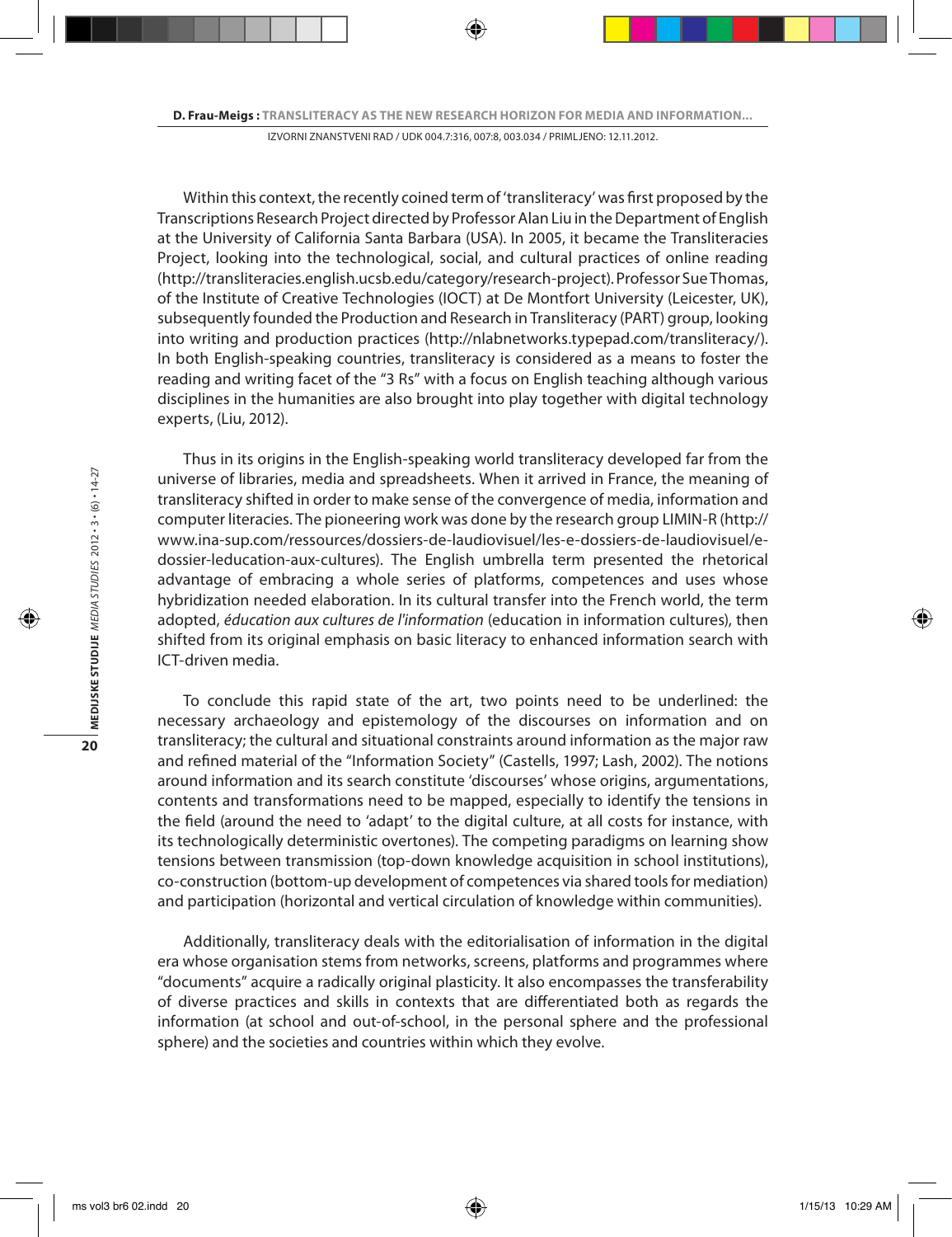Within this context, the recently coined term of 'transliteracy' was first proposed by the Transcriptions Research Project directed by Professor Alan Liu in the Department of English at the University of California Santa Barbara (USA). In 2005, it became the Transliteracies Project, looking into the technological, social, and cultural practices of online reading (http://transliteracies.english.ucsb.edu/category/research-project). Professor Sue Thomas, of the Institute of Creative Technologies (IOCT) at De Montfort University (Leicester, UK), subsequently founded the Production and Research in Transliteracy (PART) group, looking into writing and production practices (http://nlabnetworks.typepad.com/transliteracy/). In both English-speaking countries, transliteracy is considered as a means to foster the reading and writing facet of the "3 Rs" with a focus on English teaching although various disciplines in the humanities are also brought into play together with digital technology experts, (Liu, 2012).

Thus in its origins in the English-speaking world transliteracy developed far from the universe of libraries, media and spreadsheets. When it arrived in France, the meaning of transliteracy shifted in order to make sense of the convergence of media, information and computer literacies. The pioneering work was done by the research group LIMIN-R (http://www.ina-sup.com/ressources/dossiers-de-laudiovisuel/les-e-dossiers-de-laudiovisuel/e-dossier-leducation-aux-cultures). The English umbrella term presented the rhetorical advantage of embracing a whole series of platforms, competences and uses whose hybridization needed elaboration. In its cultural transfer into the French world, the term adopted, *éducation aux cultures de l'information* (education in information cultures), then shifted from its original emphasis on basic literacy to enhanced information search with ICT-driven media.

To conclude this rapid state of the art, two points need to be underlined: the necessary archaeology and epistemology of the discourses on information and on transliteracy; the cultural and situational constraints around information as the major raw and refined material of the "Information Society" (Castells, 1997; Lash, 2002). The notions around information and its search constitute 'discourses' whose origins, argumentations, contents and transformations need to be mapped, especially to identify the tensions in the field (around the need to 'adapt' to the digital culture, at all costs for instance, with its technologically deterministic overtones). The competing paradigms on learning show tensions between transmission (top-down knowledge acquisition in school institutions), co-construction (bottom-up development of competences via shared tools for mediation) and participation (horizontal and vertical circulation of knowledge within communities).

Additionally, transliteracy deals with the editorialisation of information in the digital era whose organisation stems from networks, screens, platforms and programmes where "documents" acquire a radically original plasticity. It also encompasses the transferability of diverse practices and skills in contexts that are differentiated both as regards the information (at school and out-of-school, in the personal sphere and the professional sphere) and the societies and countries within which they evolve.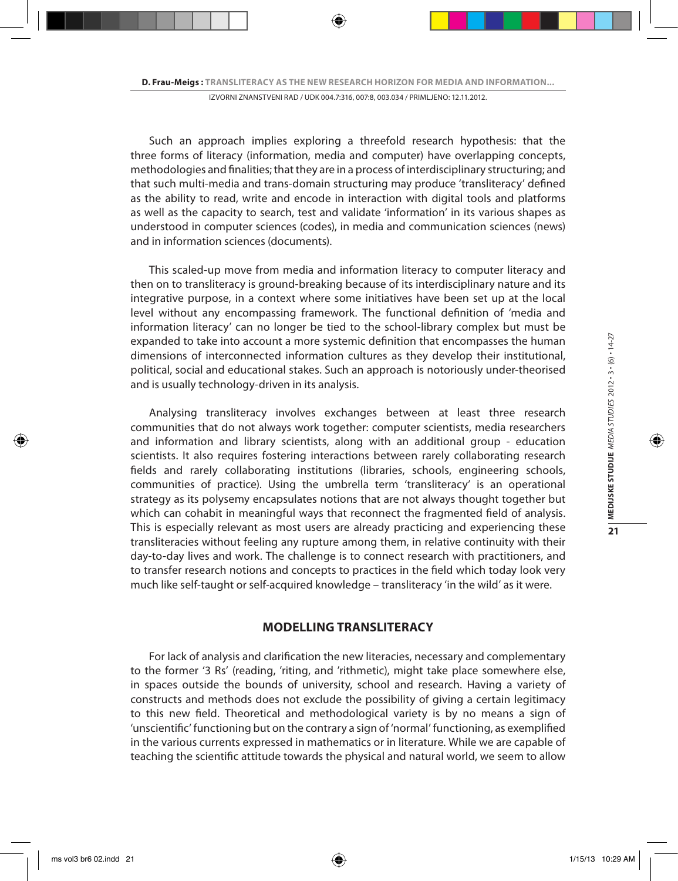Such an approach implies exploring a threefold research hypothesis: that the three forms of literacy (information, media and computer) have overlapping concepts, methodologies and finalities; that they are in a process of interdisciplinary structuring; and that such multi-media and trans-domain structuring may produce 'transliteracy' defined as the ability to read, write and encode in interaction with digital tools and platforms as well as the capacity to search, test and validate 'information' in its various shapes as understood in computer sciences (codes), in media and communication sciences (news) and in information sciences (documents).

This scaled-up move from media and information literacy to computer literacy and then on to transliteracy is ground-breaking because of its interdisciplinary nature and its integrative purpose, in a context where some initiatives have been set up at the local level without any encompassing framework. The functional definition of 'media and information literacy' can no longer be tied to the school-library complex but must be expanded to take into account a more systemic definition that encompasses the human dimensions of interconnected information cultures as they develop their institutional, political, social and educational stakes. Such an approach is notoriously under-theorised and is usually technology-driven in its analysis.

Analysing transliteracy involves exchanges between at least three research communities that do not always work together: computer scientists, media researchers and information and library scientists, along with an additional group - education scientists. It also requires fostering interactions between rarely collaborating research fields and rarely collaborating institutions (libraries, schools, engineering schools, communities of practice). Using the umbrella term 'transliteracy' is an operational strategy as its polysemy encapsulates notions that are not always thought together but which can cohabit in meaningful ways that reconnect the fragmented field of analysis. This is especially relevant as most users are already practicing and experiencing these transliteracies without feeling any rupture among them, in relative continuity with their day-to-day lives and work. The challenge is to connect research with practitioners, and to transfer research notions and concepts to practices in the field which today look very much like self-taught or self-acquired knowledge – transliteracy 'in the wild' as it were.

## MODELLING TRANSLITERACY

For lack of analysis and clarification the new literacies, necessary and complementary to the former '3 Rs' (reading, 'riting, and 'rithmetic), might take place somewhere else, in spaces outside the bounds of university, school and research. Having a variety of constructs and methods does not exclude the possibility of giving a certain legitimacy to this new field. Theoretical and methodological variety is by no means a sign of 'unscientific' functioning but on the contrary a sign of 'normal' functioning, as exemplified in the various currents expressed in mathematics or in literature. While we are capable of teaching the scientific attitude towards the physical and natural world, we seem to allow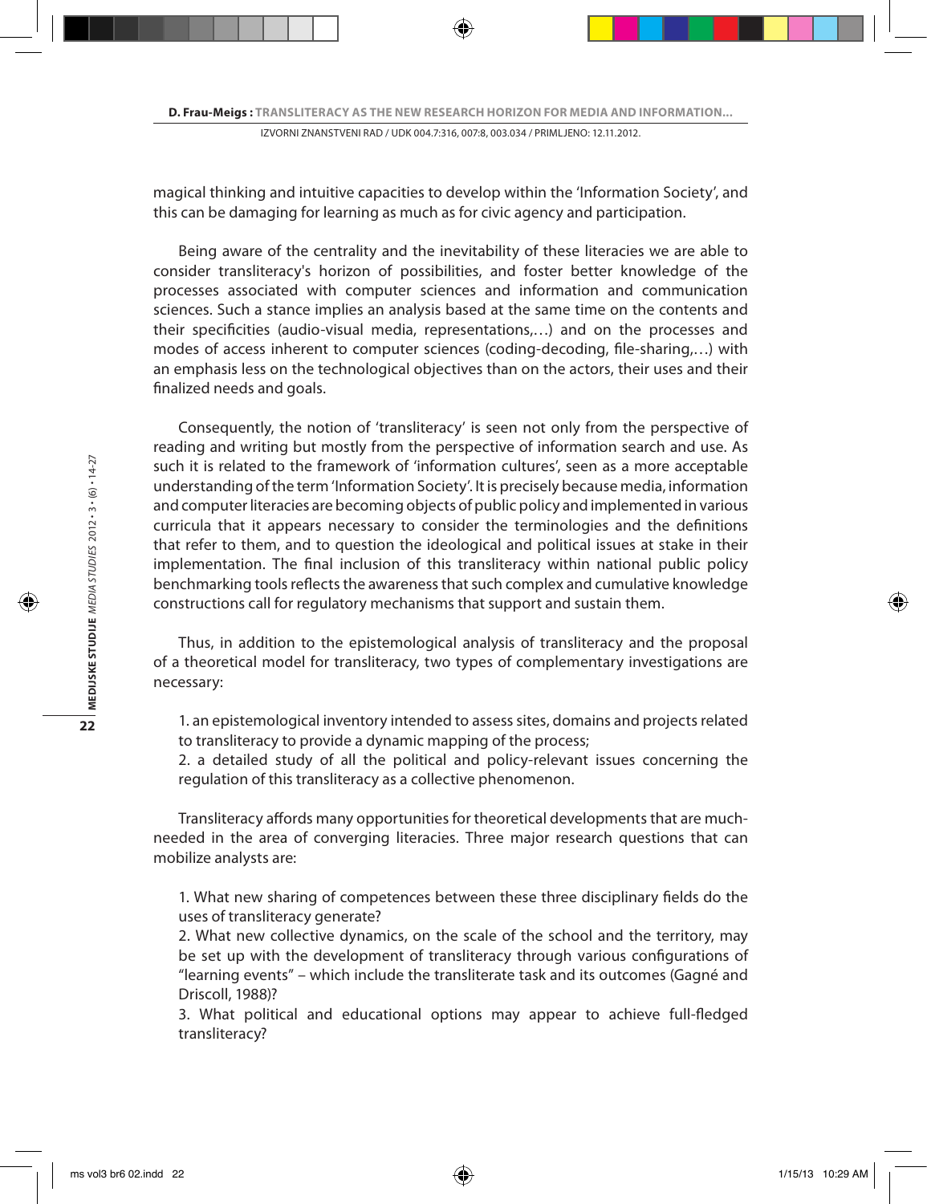magical thinking and intuitive capacities to develop within the 'Information Society', and this can be damaging for learning as much as for civic agency and participation.

Being aware of the centrality and the inevitability of these literacies we are able to consider transliteracy's horizon of possibilities, and foster better knowledge of the processes associated with computer sciences and information and communication sciences. Such a stance implies an analysis based at the same time on the contents and their specificities (audio-visual media, representations,…) and on the processes and modes of access inherent to computer sciences (coding-decoding, file-sharing,…) with an emphasis less on the technological objectives than on the actors, their uses and their finalized needs and goals.

Consequently, the notion of 'transliteracy' is seen not only from the perspective of reading and writing but mostly from the perspective of information search and use. As such it is related to the framework of 'information cultures', seen as a more acceptable understanding of the term 'Information Society'. It is precisely because media, information and computer literacies are becoming objects of public policy and implemented in various curricula that it appears necessary to consider the terminologies and the definitions that refer to them, and to question the ideological and political issues at stake in their implementation. The final inclusion of this transliteracy within national public policy benchmarking tools reflects the awareness that such complex and cumulative knowledge constructions call for regulatory mechanisms that support and sustain them.

Thus, in addition to the epistemological analysis of transliteracy and the proposal of a theoretical model for transliteracy, two types of complementary investigations are necessary:

1. an epistemological inventory intended to assess sites, domains and projects related to transliteracy to provide a dynamic mapping of the process;
2. a detailed study of all the political and policy-relevant issues concerning the regulation of this transliteracy as a collective phenomenon.

Transliteracy affords many opportunities for theoretical developments that are much-needed in the area of converging literacies. Three major research questions that can mobilize analysts are:

1. What new sharing of competences between these three disciplinary fields do the uses of transliteracy generate?
2. What new collective dynamics, on the scale of the school and the territory, may be set up with the development of transliteracy through various configurations of "learning events" – which include the transliterate task and its outcomes (Gagné and Driscoll, 1988)?
3. What political and educational options may appear to achieve full-fledged transliteracy?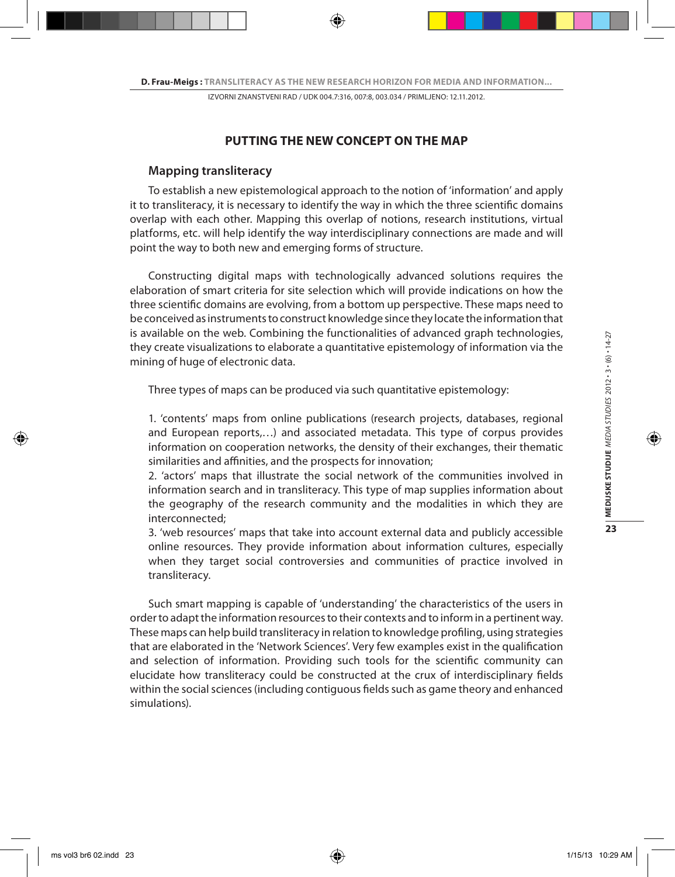## PUTTING THE NEW CONCEPT ON THE MAP

### Mapping transliteracy

To establish a new epistemological approach to the notion of 'information' and apply it to transliteracy, it is necessary to identify the way in which the three scientific domains overlap with each other. Mapping this overlap of notions, research institutions, virtual platforms, etc. will help identify the way interdisciplinary connections are made and will point the way to both new and emerging forms of structure.

Constructing digital maps with technologically advanced solutions requires the elaboration of smart criteria for site selection which will provide indications on how the three scientific domains are evolving, from a bottom up perspective. These maps need to be conceived as instruments to construct knowledge since they locate the information that is available on the web. Combining the functionalities of advanced graph technologies, they create visualizations to elaborate a quantitative epistemology of information via the mining of huge of electronic data.

Three types of maps can be produced via such quantitative epistemology:

1. 'contents' maps from online publications (research projects, databases, regional and European reports,…) and associated metadata. This type of corpus provides information on cooperation networks, the density of their exchanges, their thematic similarities and affinities, and the prospects for innovation;
2. 'actors' maps that illustrate the social network of the communities involved in information search and in transliteracy. This type of map supplies information about the geography of the research community and the modalities in which they are interconnected;
3. 'web resources' maps that take into account external data and publicly accessible online resources. They provide information about information cultures, especially when they target social controversies and communities of practice involved in transliteracy.

Such smart mapping is capable of 'understanding' the characteristics of the users in order to adapt the information resources to their contexts and to inform in a pertinent way. These maps can help build transliteracy in relation to knowledge profiling, using strategies that are elaborated in the 'Network Sciences'. Very few examples exist in the qualification and selection of information. Providing such tools for the scientific community can elucidate how transliteracy could be constructed at the crux of interdisciplinary fields within the social sciences (including contiguous fields such as game theory and enhanced simulations).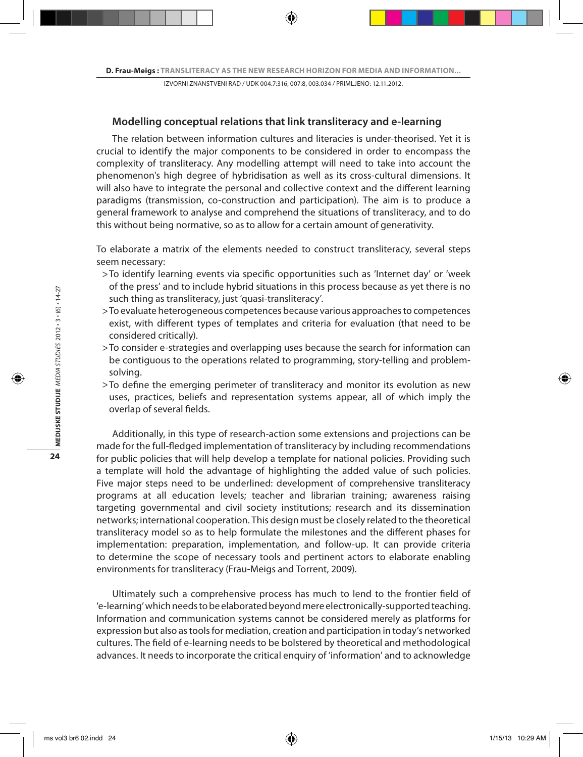## Modelling conceptual relations that link transliteracy and e-learning

The relation between information cultures and literacies is under-theorised. Yet it is crucial to identify the major components to be considered in order to encompass the complexity of transliteracy. Any modelling attempt will need to take into account the phenomenon's high degree of hybridisation as well as its cross-cultural dimensions. It will also have to integrate the personal and collective context and the different learning paradigms (transmission, co-construction and participation). The aim is to produce a general framework to analyse and comprehend the situations of transliteracy, and to do this without being normative, so as to allow for a certain amount of generativity.

To elaborate a matrix of the elements needed to construct transliteracy, several steps seem necessary:

- >To identify learning events via specific opportunities such as 'Internet day' or 'week of the press' and to include hybrid situations in this process because as yet there is no such thing as transliteracy, just 'quasi-transliteracy'.
- >To evaluate heterogeneous competences because various approaches to competences exist, with different types of templates and criteria for evaluation (that need to be considered critically).
- >To consider e-strategies and overlapping uses because the search for information can be contiguous to the operations related to programming, story-telling and problem-solving.
- >To define the emerging perimeter of transliteracy and monitor its evolution as new uses, practices, beliefs and representation systems appear, all of which imply the overlap of several fields.

Additionally, in this type of research-action some extensions and projections can be made for the full-fledged implementation of transliteracy by including recommendations for public policies that will help develop a template for national policies. Providing such a template will hold the advantage of highlighting the added value of such policies. Five major steps need to be underlined: development of comprehensive transliteracy programs at all education levels; teacher and librarian training; awareness raising targeting governmental and civil society institutions; research and its dissemination networks; international cooperation. This design must be closely related to the theoretical transliteracy model so as to help formulate the milestones and the different phases for implementation: preparation, implementation, and follow-up. It can provide criteria to determine the scope of necessary tools and pertinent actors to elaborate enabling environments for transliteracy (Frau-Meigs and Torrent, 2009).

Ultimately such a comprehensive process has much to lend to the frontier field of 'e-learning' which needs to be elaborated beyond mere electronically-supported teaching. Information and communication systems cannot be considered merely as platforms for expression but also as tools for mediation, creation and participation in today's networked cultures. The field of e-learning needs to be bolstered by theoretical and methodological advances. It needs to incorporate the critical enquiry of 'information' and to acknowledge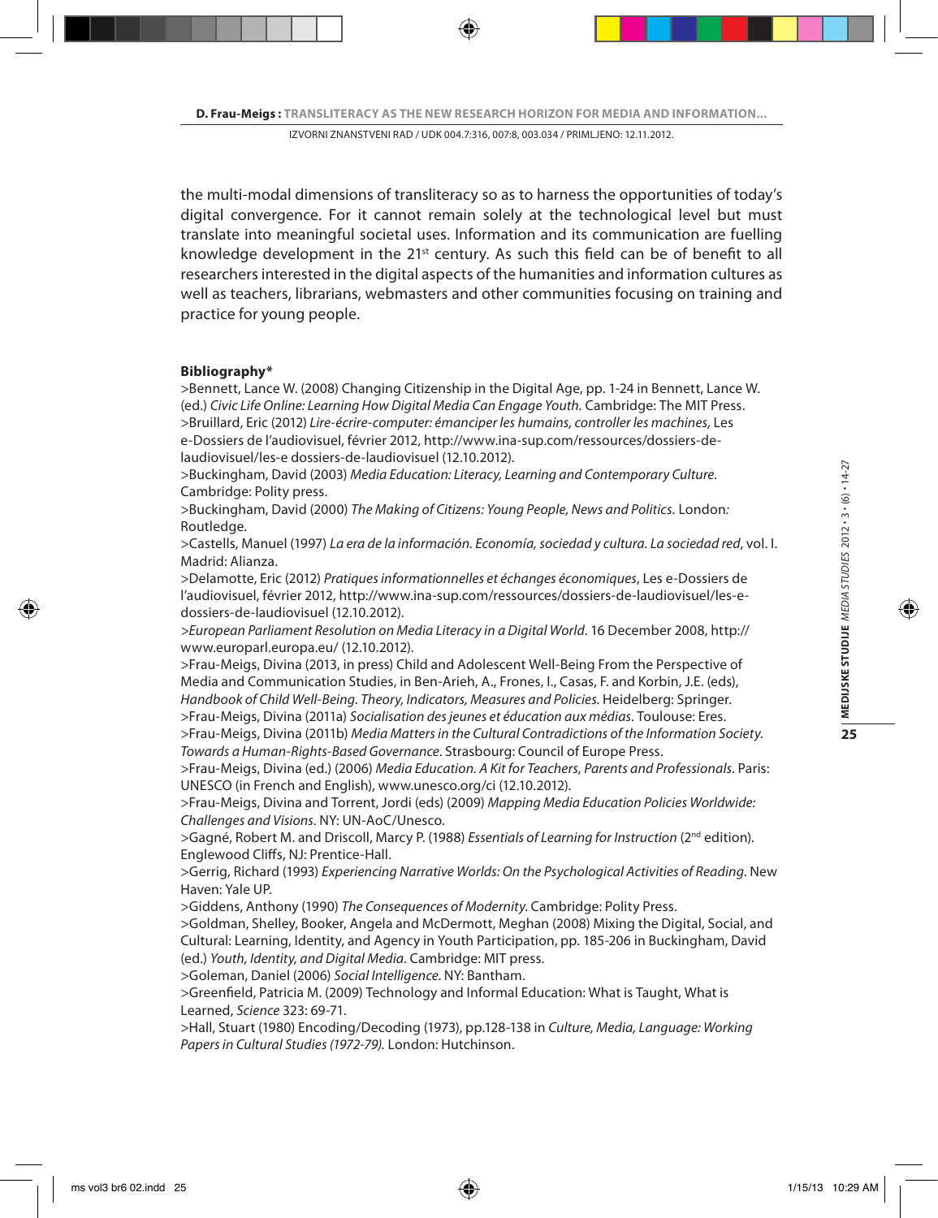the multi-modal dimensions of transliteracy so as to harness the opportunities of today's digital convergence. For it cannot remain solely at the technological level but must translate into meaningful societal uses. Information and its communication are fuelling knowledge development in the 21st century. As such this field can be of benefit to all researchers interested in the digital aspects of the humanities and information cultures as well as teachers, librarians, webmasters and other communities focusing on training and practice for young people.

**Bibliography***

>Bennett, Lance W. (2008) Changing Citizenship in the Digital Age, pp. 1-24 in Bennett, Lance W. (ed.) *Civic Life Online: Learning How Digital Media Can Engage Youth.* Cambridge: The MIT Press.

>Bruillard, Eric (2012) *Lire-écrire-computer: émanciper les humains, controller les machines,* Les e-Dossiers de l'audiovisuel, février 2012, http://www.ina-sup.com/ressources/dossiers-de-laudiovisuel/les-e dossiers-de-laudiovisuel (12.10.2012).

>Buckingham, David (2003) *Media Education: Literacy, Learning and Contemporary Culture.* Cambridge: Polity press.

>Buckingham, David (2000) *The Making of Citizens: Young People, News and Politics.* London: Routledge.

>Castells, Manuel (1997) *La era de la información. Economía, sociedad y cultura. La sociedad red*, vol. I. Madrid: Alianza.

>Delamotte, Eric (2012) *Pratiques informationnelles et échanges économiques*, Les e-Dossiers de l'audiovisuel, février 2012, http://www.ina-sup.com/ressources/dossiers-de-laudiovisuel/les-e-dossiers-de-laudiovisuel (12.10.2012).

>*European Parliament Resolution on Media Literacy in a Digital World*. 16 December 2008, http://www.europarl.europa.eu/ (12.10.2012).

>Frau-Meigs, Divina (2013, in press) Child and Adolescent Well-Being From the Perspective of Media and Communication Studies, in Ben-Arieh, A., Frones, I., Casas, F. and Korbin, J.E. (eds), *Handbook of Child Well-Being. Theory, Indicators, Measures and Policies.* Heidelberg: Springer.

>Frau-Meigs, Divina (2011a) *Socialisation des jeunes et éducation aux médias*. Toulouse: Eres.

>Frau-Meigs, Divina (2011b) *Media Matters in the Cultural Contradictions of the Information Society. Towards a Human-Rights-Based Governance*. Strasbourg: Council of Europe Press.

>Frau-Meigs, Divina (ed.) (2006) *Media Education. A Kit for Teachers, Parents and Professionals*. Paris: UNESCO (in French and English), www.unesco.org/ci (12.10.2012).

>Frau-Meigs, Divina and Torrent, Jordi (eds) (2009) *Mapping Media Education Policies Worldwide: Challenges and Visions*. NY: UN-AoC/Unesco.

>Gagné, Robert M. and Driscoll, Marcy P. (1988) *Essentials of Learning for Instruction* (2nd edition). Englewood Cliffs, NJ: Prentice-Hall.

>Gerrig, Richard (1993) *Experiencing Narrative Worlds: On the Psychological Activities of Reading*. New Haven: Yale UP.

>Giddens, Anthony (1990) *The Consequences of Modernity*. Cambridge: Polity Press.

>Goldman, Shelley, Booker, Angela and McDermott, Meghan (2008) Mixing the Digital, Social, and Cultural: Learning, Identity, and Agency in Youth Participation, pp. 185-206 in Buckingham, David (ed.) *Youth, Identity, and Digital Media*. Cambridge: MIT press.

>Goleman, Daniel (2006) *Social Intelligence*. NY: Bantham.

>Greenfield, Patricia M. (2009) Technology and Informal Education: What is Taught, What is Learned, *Science* 323: 69-71.

>Hall, Stuart (1980) Encoding/Decoding (1973), pp.128-138 in *Culture, Media, Language: Working Papers in Cultural Studies (1972-79).* London: Hutchinson.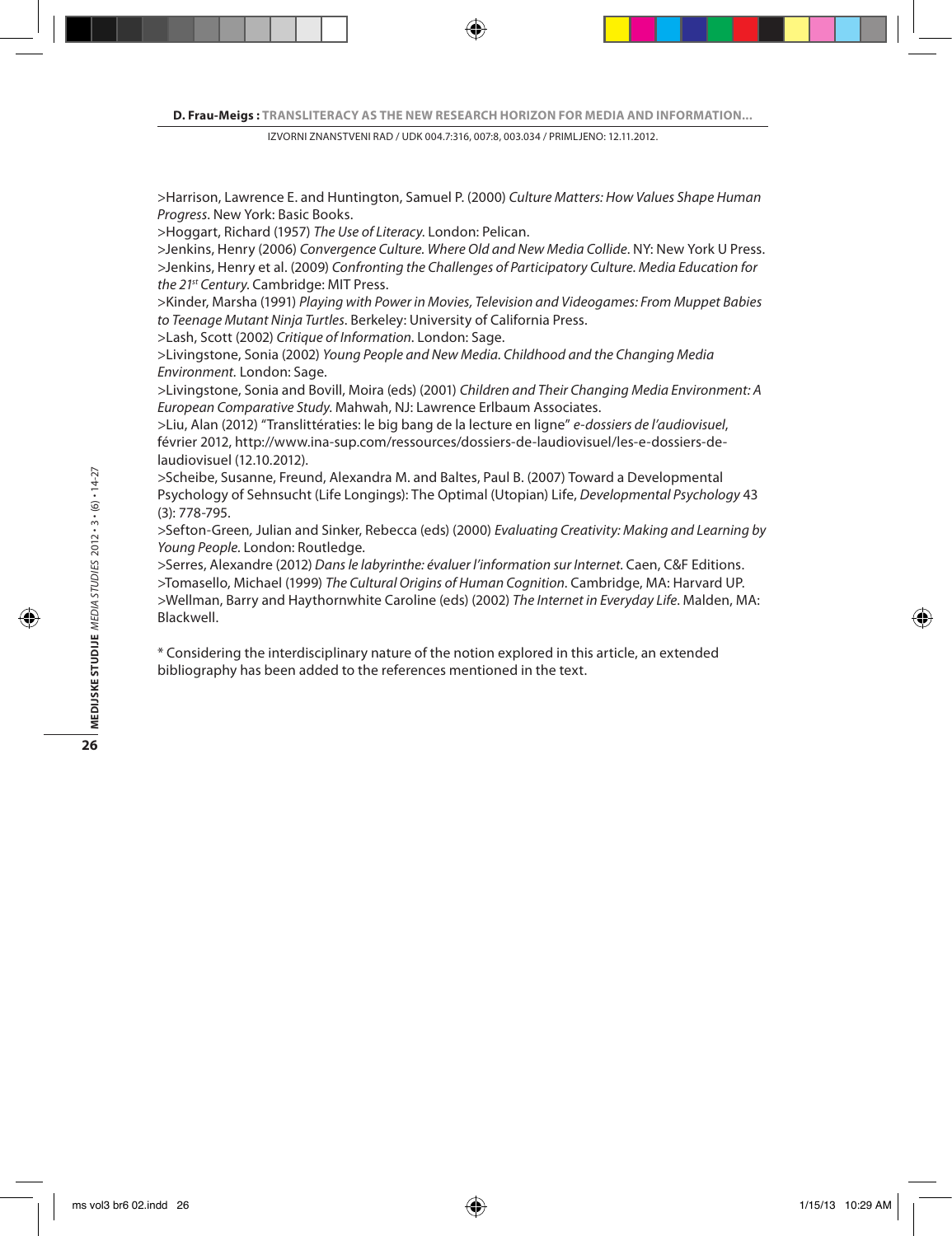>Harrison, Lawrence E. and Huntington, Samuel P. (2000) *Culture Matters: How Values Shape Human Progress*. New York: Basic Books.
>Hoggart, Richard (1957) *The Use of Literacy*. London: Pelican.
>Jenkins, Henry (2006) *Convergence Culture. Where Old and New Media Collide*. NY: New York U Press.
>Jenkins, Henry et al. (2009) *Confronting the Challenges of Participatory Culture. Media Education for the 21st Century*. Cambridge: MIT Press.
>Kinder, Marsha (1991) *Playing with Power in Movies, Television and Videogames: From Muppet Babies to Teenage Mutant Ninja Turtles*. Berkeley: University of California Press.
>Lash, Scott (2002) *Critique of Information*. London: Sage.
>Livingstone, Sonia (2002) *Young People and New Media. Childhood and the Changing Media Environment*. London: Sage.
>Livingstone, Sonia and Bovill, Moira (eds) (2001) *Children and Their Changing Media Environment: A European Comparative Study*. Mahwah, NJ: Lawrence Erlbaum Associates.
>Liu, Alan (2012) "Translittératies: le big bang de la lecture en ligne" *e-dossiers de l'audiovisuel*, février 2012, http://www.ina-sup.com/ressources/dossiers-de-laudiovisuel/les-e-dossiers-de-laudiovisuel (12.10.2012).
>Scheibe, Susanne, Freund, Alexandra M. and Baltes, Paul B. (2007) Toward a Developmental Psychology of Sehnsucht (Life Longings): The Optimal (Utopian) Life, *Developmental Psychology* 43 (3): 778-795.
>Sefton-Green, Julian and Sinker, Rebecca (eds) (2000) *Evaluating Creativity: Making and Learning by Young People*. London: Routledge.
>Serres, Alexandre (2012) *Dans le labyrinthe: évaluer l'information sur Internet*. Caen, C&F Editions.
>Tomasello, Michael (1999) *The Cultural Origins of Human Cognition*. Cambridge, MA: Harvard UP.
>Wellman, Barry and Haythornwhite Caroline (eds) (2002) *The Internet in Everyday Life*. Malden, MA: Blackwell.

* Considering the interdisciplinary nature of the notion explored in this article, an extended bibliography has been added to the references mentioned in the text.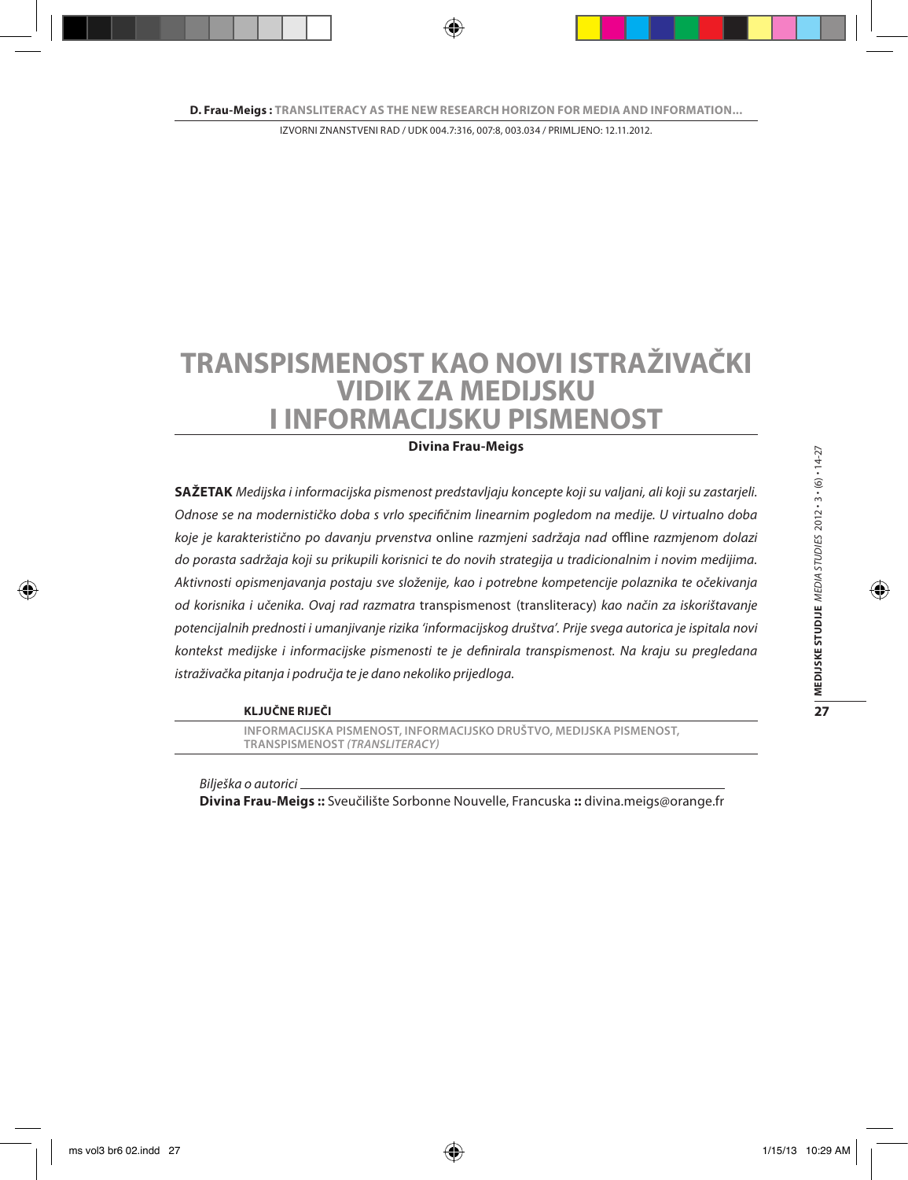IZVORNI ZNANSTVENI RAD / UDK 004.7:316, 007:8, 003.034 / PRIMLJENO: 12.11.2012.

# TRANSPISMENOST KAO NOVI ISTRAŽIVAČKI VIDIK ZA MEDIJSKU I INFORMACIJSKU PISMENOST

**Divina Frau-Meigs**

**SAŽETAK** *Medijska i informacijska pismenost predstavljaju koncepte koji su valjani, ali koji su zastarjeli. Odnose se na modernističko doba s vrlo specifičnim linearnim pogledom na medije. U virtualno doba koje je karakteristično po davanju prvenstva* online *razmjeni sadržaja nad* offline *razmjenom dolazi do porasta sadržaja koji su prikupili korisnici te do novih strategija u tradicionalnim i novim medijima. Aktivnosti opismenjavanja postaju sve složenije, kao i potrebne kompetencije polaznika te očekivanja od korisnika i učenika. Ovaj rad razmatra* transpismenost (transliteracy) *kao način za iskorištavanje potencijalnih prednosti i umanjivanje rizika 'informacijskog društva'. Prije svega autorica je ispitala novi kontekst medijske i informacijske pismenosti te je definirala transpismenost. Na kraju su pregledana istraživačka pitanja i područja te je dano nekoliko prijedloga.*

**KLJUČNE RIJEČI**

INFORMACIJSKA PISMENOST, INFORMACIJSKO DRUŠTVO, MEDIJSKA PISMENOST, TRANSPISMENOST *(TRANSLITERACY)*

*Bilješka o autorici*

**Divina Frau-Meigs ::** Sveučilište Sorbonne Nouvelle, Francuska **::** divina.meigs@orange.fr